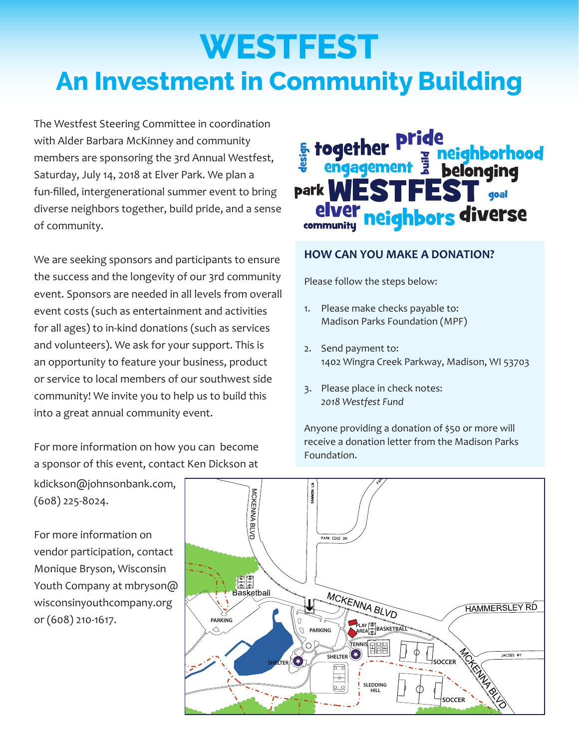# WESTFEST

## An Investment in Community Building

The Westfest Steering Committee in coordination with Alder Barbara McKinney and community members are sponsoring the 3rd Annual Westfest, Saturday, July 14, 2018 at Elver Park. We plan a fun-filled, intergenerational summer event to bring diverse neighbors together, build pride, and a sense of community.

We are seeking sponsors and participants to ensure the success and the longevity of our 3rd community event. Sponsors are needed in all levels from overall event costs (such as entertainment and activities for all ages) to in-kind donations (such as services and volunteers). We ask for your support. This is an opportunity to feature your business, product or service to local members of our southwest side community! We invite you to help us to build this into a great annual community event.

For more information on how you can become a sponsor of this event, contact Ken Dickson at kdickson@johnsonbank.com, (608) 225-8024.

For more information on vendor participation, contact Monique Bryson, Wisconsin Youth Company at mbryson@wisconsinyouthcompany.org or (608) 210-1617.

### HOW CAN YOU MAKE A DONATION?

Please follow the steps below:

1. Please make checks payable to:
   Madison Parks Foundation (MPF)
2. Send payment to:
   1402 Wingra Creek Parkway, Madison, WI 53703
3. Please place in check notes:
   *2018 Westfest Fund*

Anyone providing a donation of $50 or more will receive a donation letter from the Madison Parks Foundation.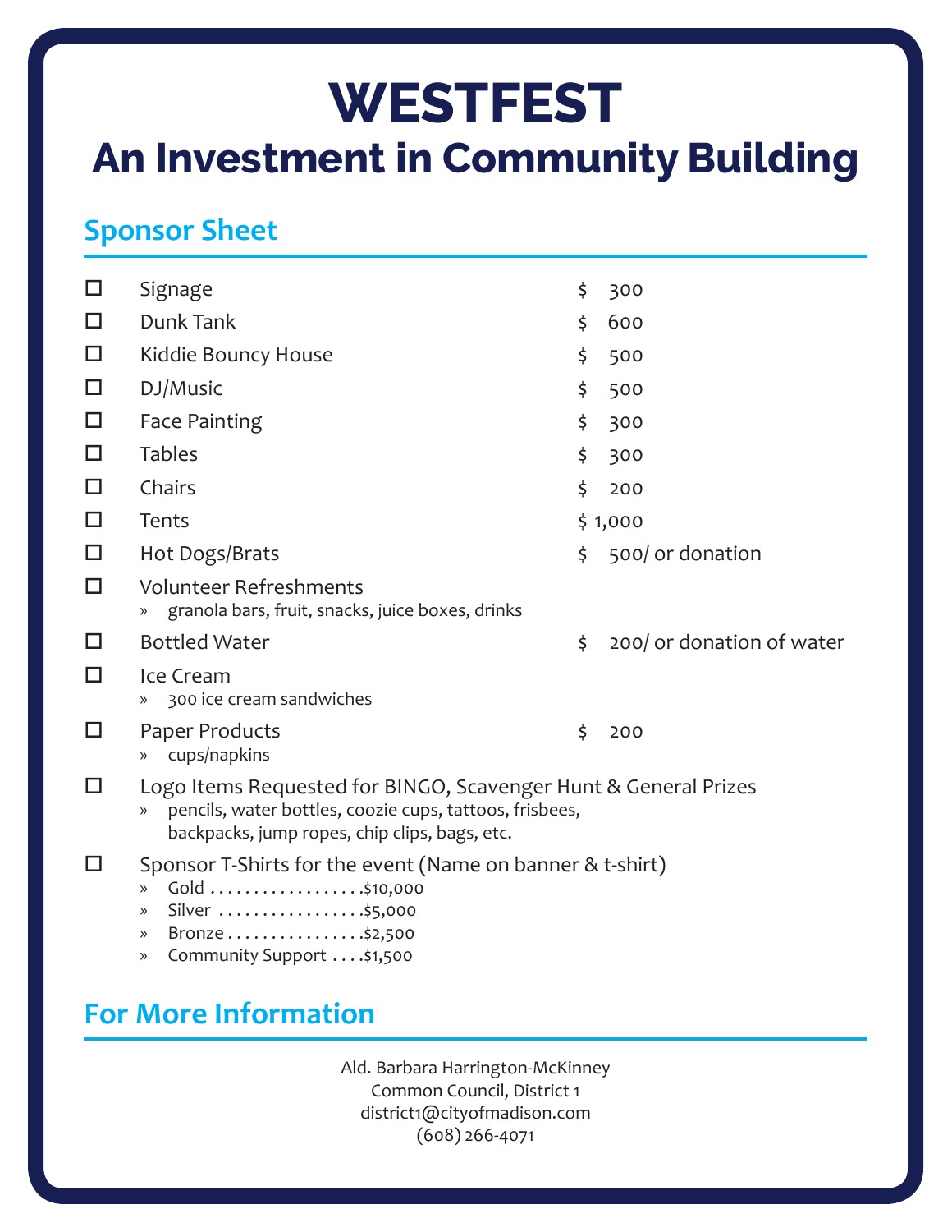# WESTFEST

## An Investment in Community Building

### Sponsor Sheet

- ☐ Signage — $ 300
- ☐ Dunk Tank — $ 600
- ☐ Kiddie Bouncy House — $ 500
- ☐ DJ/Music — $ 500
- ☐ Face Painting — $ 300
- ☐ Tables — $ 300
- ☐ Chairs — $ 200
- ☐ Tents — $ 1,000
- ☐ Hot Dogs/Brats — $ 500/ or donation
- ☐ Volunteer Refreshments
  - » granola bars, fruit, snacks, juice boxes, drinks
- ☐ Bottled Water — $ 200/ or donation of water
- ☐ Ice Cream
  - » 300 ice cream sandwiches
- ☐ Paper Products — $ 200
  - » cups/napkins
- ☐ Logo Items Requested for BINGO, Scavenger Hunt & General Prizes
  - » pencils, water bottles, coozie cups, tattoos, frisbees, backpacks, jump ropes, chip clips, bags, etc.
- ☐ Sponsor T-Shirts for the event (Name on banner & t-shirt)
  - » Gold ..................$10,000
  - » Silver .................$5,000
  - » Bronze ................$2,500
  - » Community Support ....$1,500

### For More Information

Ald. Barbara Harrington-McKinney
Common Council, District 1
district1@cityofmadison.com
(608) 266-4071